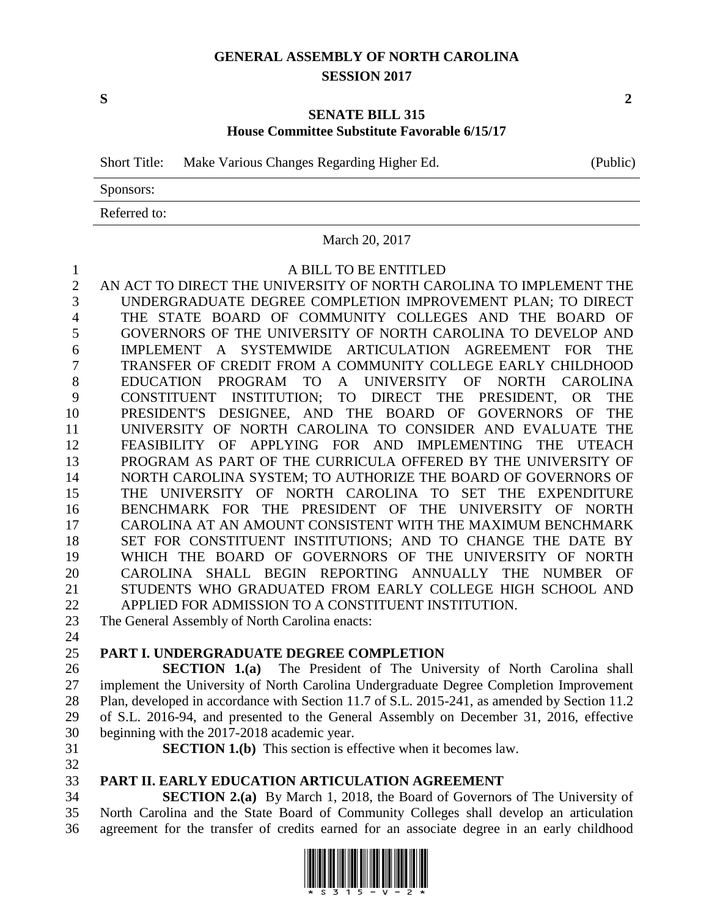# GENERAL ASSEMBLY OF NORTH CAROLINA
## SESSION 2017

**S** **2**

## SENATE BILL 315
### House Committee Substitute Favorable 6/15/17

Short Title: Make Various Changes Regarding Higher Ed. (Public)

Sponsors:

Referred to:

March 20, 2017

A BILL TO BE ENTITLED

AN ACT TO DIRECT THE UNIVERSITY OF NORTH CAROLINA TO IMPLEMENT THE UNDERGRADUATE DEGREE COMPLETION IMPROVEMENT PLAN; TO DIRECT THE STATE BOARD OF COMMUNITY COLLEGES AND THE BOARD OF GOVERNORS OF THE UNIVERSITY OF NORTH CAROLINA TO DEVELOP AND IMPLEMENT A SYSTEMWIDE ARTICULATION AGREEMENT FOR THE TRANSFER OF CREDIT FROM A COMMUNITY COLLEGE EARLY CHILDHOOD EDUCATION PROGRAM TO A UNIVERSITY OF NORTH CAROLINA CONSTITUENT INSTITUTION; TO DIRECT THE PRESIDENT, OR THE PRESIDENT'S DESIGNEE, AND THE BOARD OF GOVERNORS OF THE UNIVERSITY OF NORTH CAROLINA TO CONSIDER AND EVALUATE THE FEASIBILITY OF APPLYING FOR AND IMPLEMENTING THE UTEACH PROGRAM AS PART OF THE CURRICULA OFFERED BY THE UNIVERSITY OF NORTH CAROLINA SYSTEM; TO AUTHORIZE THE BOARD OF GOVERNORS OF THE UNIVERSITY OF NORTH CAROLINA TO SET THE EXPENDITURE BENCHMARK FOR THE PRESIDENT OF THE UNIVERSITY OF NORTH CAROLINA AT AN AMOUNT CONSISTENT WITH THE MAXIMUM BENCHMARK SET FOR CONSTITUENT INSTITUTIONS; AND TO CHANGE THE DATE BY WHICH THE BOARD OF GOVERNORS OF THE UNIVERSITY OF NORTH CAROLINA SHALL BEGIN REPORTING ANNUALLY THE NUMBER OF STUDENTS WHO GRADUATED FROM EARLY COLLEGE HIGH SCHOOL AND APPLIED FOR ADMISSION TO A CONSTITUENT INSTITUTION.

The General Assembly of North Carolina enacts:

**PART I. UNDERGRADUATE DEGREE COMPLETION**

**SECTION 1.(a)** The President of The University of North Carolina shall implement the University of North Carolina Undergraduate Degree Completion Improvement Plan, developed in accordance with Section 11.7 of S.L. 2015-241, as amended by Section 11.2 of S.L. 2016-94, and presented to the General Assembly on December 31, 2016, effective beginning with the 2017-2018 academic year.

**SECTION 1.(b)** This section is effective when it becomes law.

**PART II. EARLY EDUCATION ARTICULATION AGREEMENT**

**SECTION 2.(a)** By March 1, 2018, the Board of Governors of The University of North Carolina and the State Board of Community Colleges shall develop an articulation agreement for the transfer of credits earned for an associate degree in an early childhood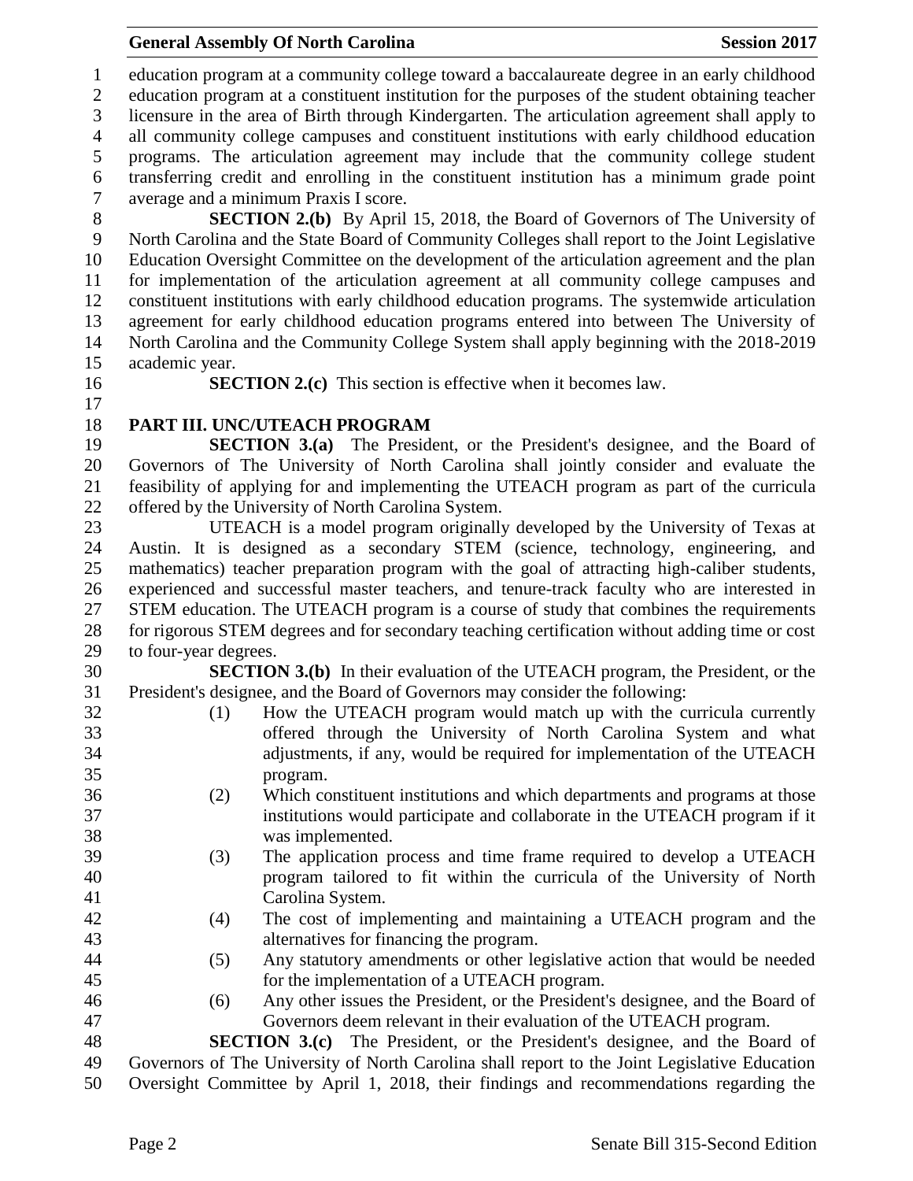education program at a community college toward a baccalaureate degree in an early childhood education program at a constituent institution for the purposes of the student obtaining teacher licensure in the area of Birth through Kindergarten. The articulation agreement shall apply to all community college campuses and constituent institutions with early childhood education programs. The articulation agreement may include that the community college student transferring credit and enrolling in the constituent institution has a minimum grade point average and a minimum Praxis I score.

**SECTION 2.(b)** By April 15, 2018, the Board of Governors of The University of North Carolina and the State Board of Community Colleges shall report to the Joint Legislative Education Oversight Committee on the development of the articulation agreement and the plan for implementation of the articulation agreement at all community college campuses and constituent institutions with early childhood education programs. The systemwide articulation agreement for early childhood education programs entered into between The University of North Carolina and the Community College System shall apply beginning with the 2018-2019 academic year.

**SECTION 2.(c)** This section is effective when it becomes law.

## PART III. UNC/UTEACH PROGRAM

**SECTION 3.(a)** The President, or the President's designee, and the Board of Governors of The University of North Carolina shall jointly consider and evaluate the feasibility of applying for and implementing the UTEACH program as part of the curricula offered by the University of North Carolina System.

UTEACH is a model program originally developed by the University of Texas at Austin. It is designed as a secondary STEM (science, technology, engineering, and mathematics) teacher preparation program with the goal of attracting high-caliber students, experienced and successful master teachers, and tenure-track faculty who are interested in STEM education. The UTEACH program is a course of study that combines the requirements for rigorous STEM degrees and for secondary teaching certification without adding time or cost to four-year degrees.

**SECTION 3.(b)** In their evaluation of the UTEACH program, the President, or the President's designee, and the Board of Governors may consider the following:

(1) How the UTEACH program would match up with the curricula currently offered through the University of North Carolina System and what adjustments, if any, would be required for implementation of the UTEACH program.

(2) Which constituent institutions and which departments and programs at those institutions would participate and collaborate in the UTEACH program if it was implemented.

(3) The application process and time frame required to develop a UTEACH program tailored to fit within the curricula of the University of North Carolina System.

(4) The cost of implementing and maintaining a UTEACH program and the alternatives for financing the program.

(5) Any statutory amendments or other legislative action that would be needed for the implementation of a UTEACH program.

(6) Any other issues the President, or the President's designee, and the Board of Governors deem relevant in their evaluation of the UTEACH program.

**SECTION 3.(c)** The President, or the President's designee, and the Board of Governors of The University of North Carolina shall report to the Joint Legislative Education Oversight Committee by April 1, 2018, their findings and recommendations regarding the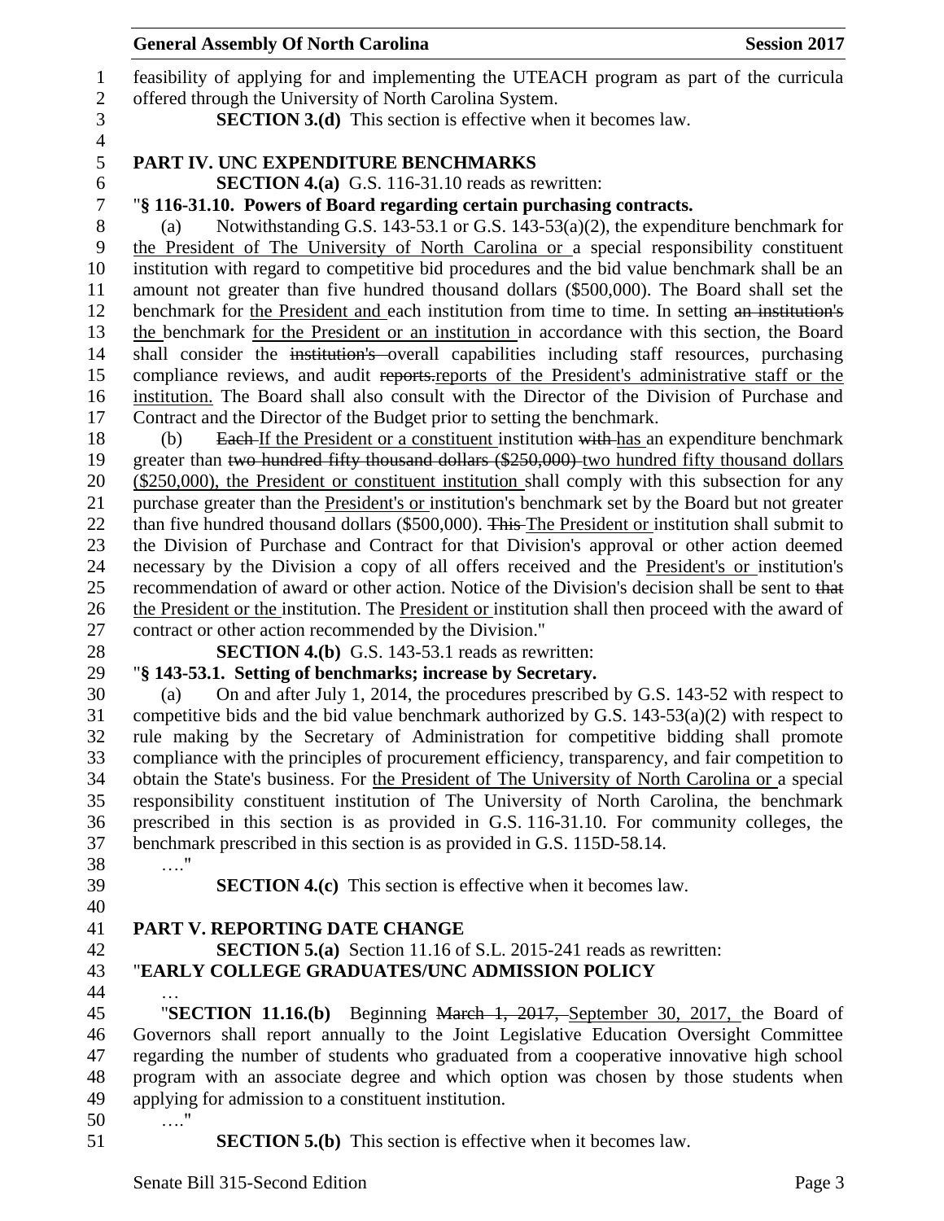feasibility of applying for and implementing the UTEACH program as part of the curricula offered through the University of North Carolina System.

**SECTION 3.(d)** This section is effective when it becomes law.

## PART IV. UNC EXPENDITURE BENCHMARKS

**SECTION 4.(a)** G.S. 116-31.10 reads as rewritten:

"**§ 116-31.10. Powers of Board regarding certain purchasing contracts.**

(a) Notwithstanding G.S. 143-53.1 or G.S. 143-53(a)(2), the expenditure benchmark for the President of The University of North Carolina or a special responsibility constituent institution with regard to competitive bid procedures and the bid value benchmark shall be an amount not greater than five hundred thousand dollars ($500,000). The Board shall set the benchmark for the President and each institution from time to time. In setting ~~an institution's~~ the benchmark for the President or an institution in accordance with this section, the Board shall consider the ~~institution's~~ overall capabilities including staff resources, purchasing compliance reviews, and audit ~~reports.~~reports of the President's administrative staff or the institution. The Board shall also consult with the Director of the Division of Purchase and Contract and the Director of the Budget prior to setting the benchmark.

(b) ~~Each~~ If the President or a constituent institution ~~with~~ has an expenditure benchmark greater than ~~two hundred fifty thousand dollars ($250,000)~~ two hundred fifty thousand dollars ($250,000), the President or constituent institution shall comply with this subsection for any purchase greater than the President's or institution's benchmark set by the Board but not greater than five hundred thousand dollars ($500,000). ~~This~~ The President or institution shall submit to the Division of Purchase and Contract for that Division's approval or other action deemed necessary by the Division a copy of all offers received and the President's or institution's recommendation of award or other action. Notice of the Division's decision shall be sent to ~~that~~ the President or the institution. The President or institution shall then proceed with the award of contract or other action recommended by the Division."

**SECTION 4.(b)** G.S. 143-53.1 reads as rewritten:

"**§ 143-53.1. Setting of benchmarks; increase by Secretary.**

(a) On and after July 1, 2014, the procedures prescribed by G.S. 143-52 with respect to competitive bids and the bid value benchmark authorized by G.S. 143-53(a)(2) with respect to rule making by the Secretary of Administration for competitive bidding shall promote compliance with the principles of procurement efficiency, transparency, and fair competition to obtain the State's business. For the President of The University of North Carolina or a special responsibility constituent institution of The University of North Carolina, the benchmark prescribed in this section is as provided in G.S. 116-31.10. For community colleges, the benchmark prescribed in this section is as provided in G.S. 115D-58.14.

…."

**SECTION 4.(c)** This section is effective when it becomes law.

## PART V. REPORTING DATE CHANGE

**SECTION 5.(a)** Section 11.16 of S.L. 2015-241 reads as rewritten:

"**EARLY COLLEGE GRADUATES/UNC ADMISSION POLICY**

…

"**SECTION 11.16.(b)** Beginning ~~March 1, 2017,~~ September 30, 2017, the Board of Governors shall report annually to the Joint Legislative Education Oversight Committee regarding the number of students who graduated from a cooperative innovative high school program with an associate degree and which option was chosen by those students when applying for admission to a constituent institution.

…."

**SECTION 5.(b)** This section is effective when it becomes law.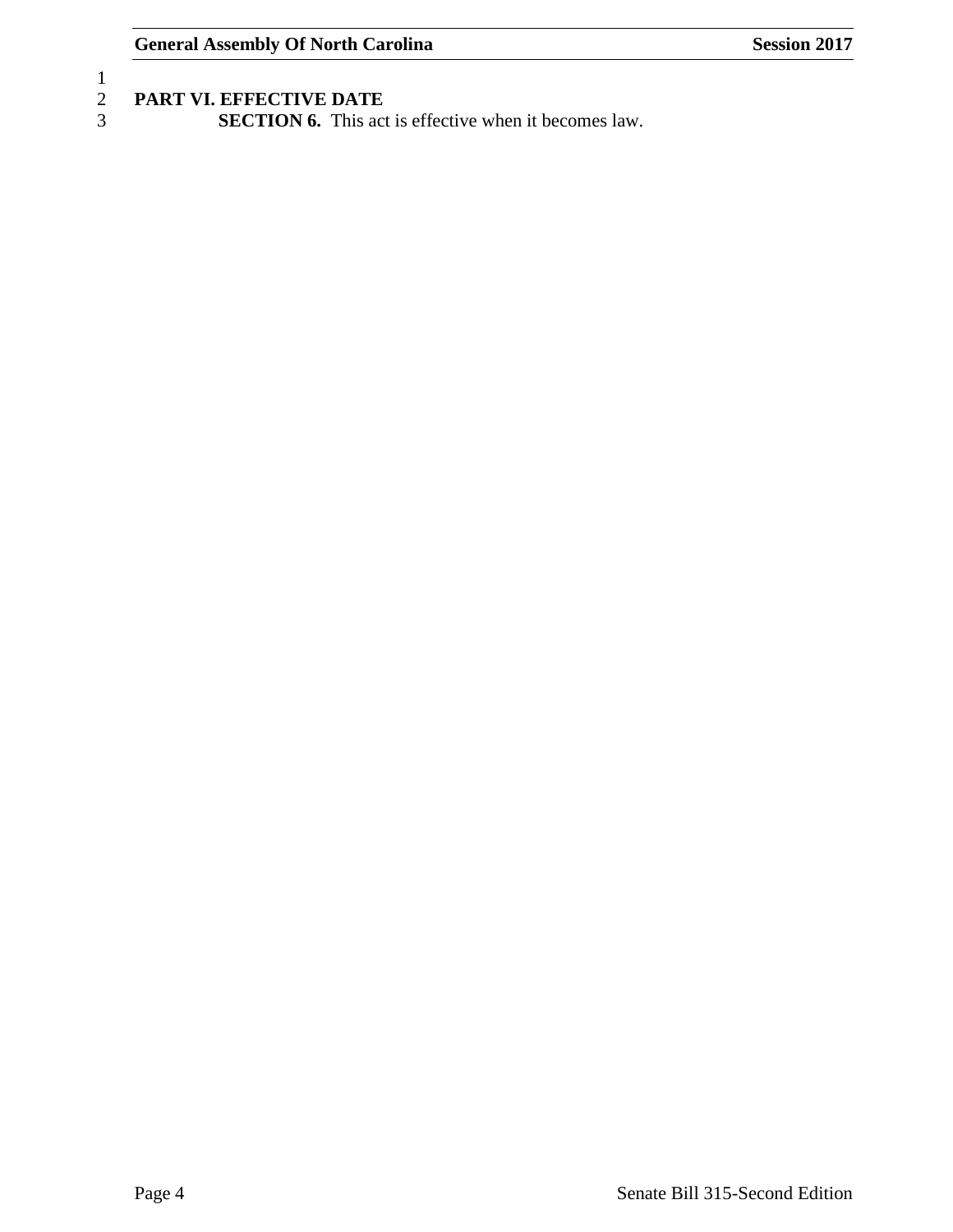**PART VI. EFFECTIVE DATE**

**SECTION 6.** This act is effective when it becomes law.